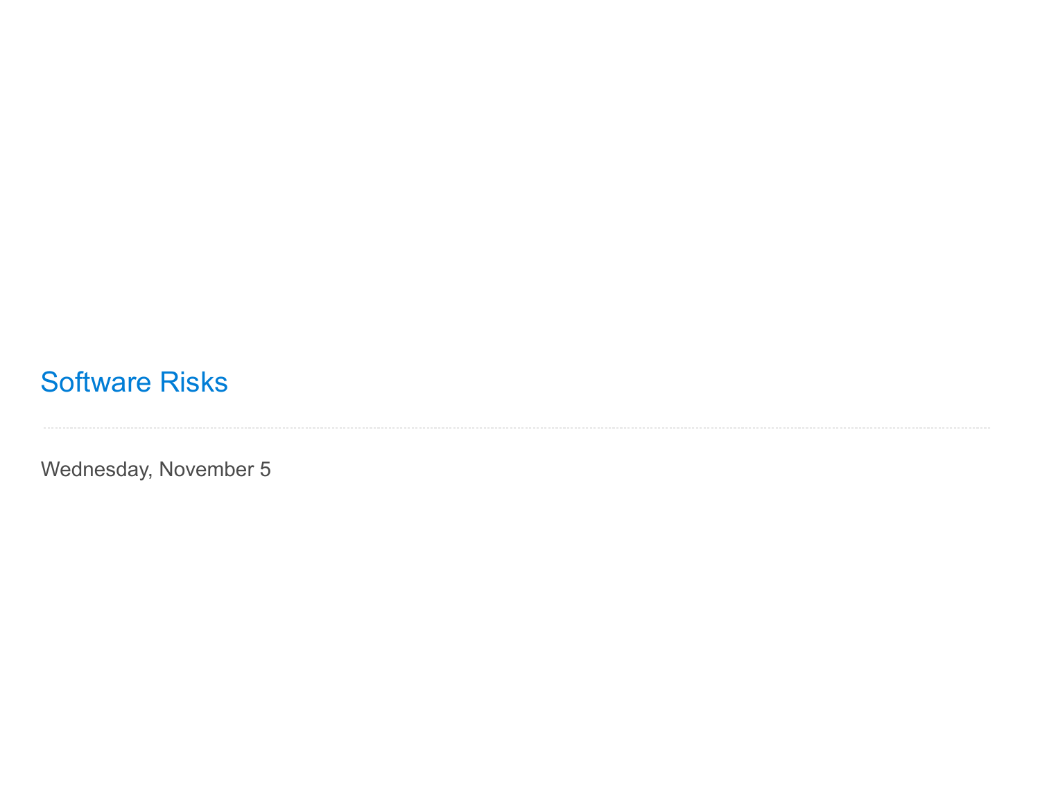# Software Risks

---

Wednesday, November 5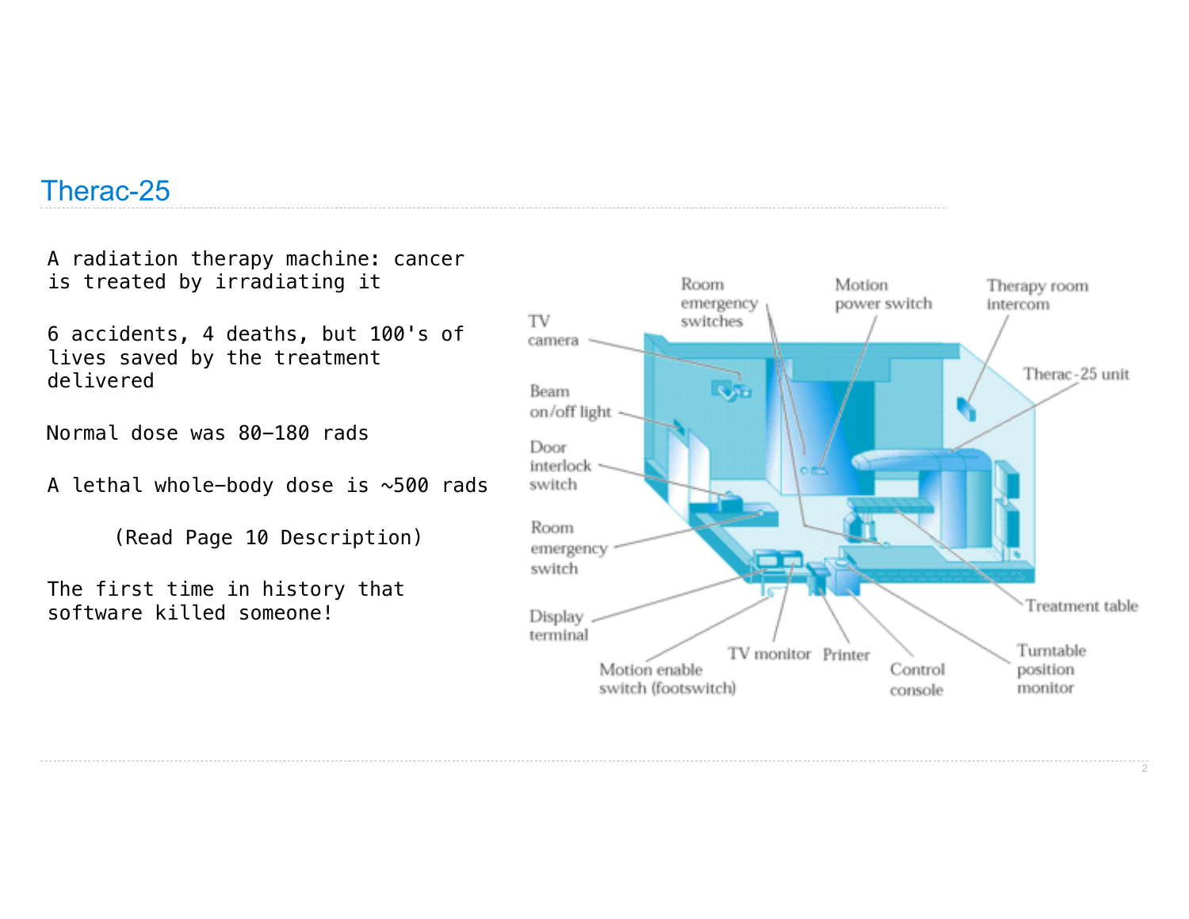## Therac-25

A radiation therapy machine: cancer is treated by irradiating it

6 accidents, 4 deaths, but 100's of lives saved by the treatment delivered

Normal dose was 80–180 rads

A lethal whole-body dose is ~500 rads

(Read Page 10 Description)

The first time in history that software killed someone!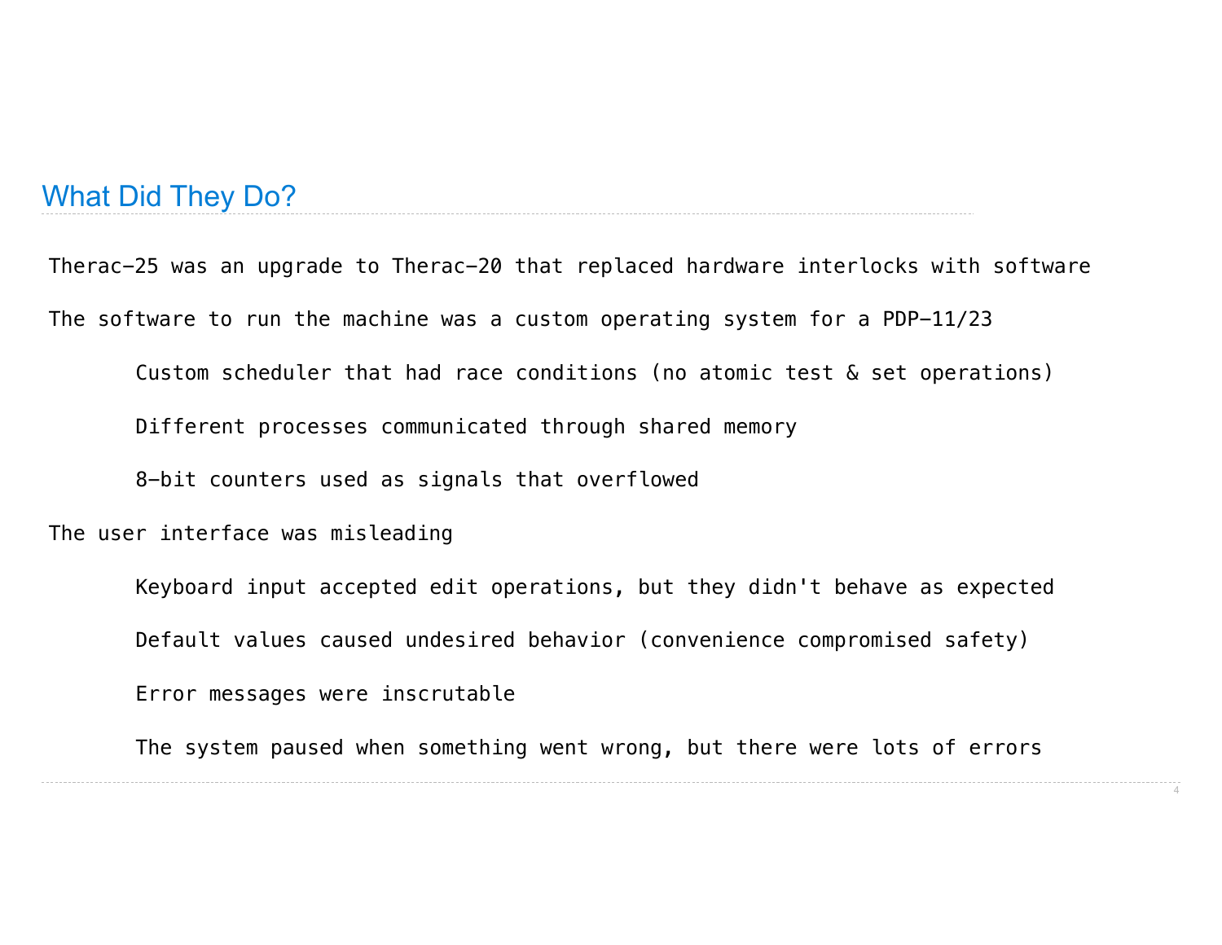## What Did They Do?

Therac-25 was an upgrade to Therac-20 that replaced hardware interlocks with software

The software to run the machine was a custom operating system for a PDP-11/23

- Custom scheduler that had race conditions (no atomic test & set operations)
- Different processes communicated through shared memory
- 8-bit counters used as signals that overflowed

The user interface was misleading

- Keyboard input accepted edit operations, but they didn't behave as expected
- Default values caused undesired behavior (convenience compromised safety)
- Error messages were inscrutable
- The system paused when something went wrong, but there were lots of errors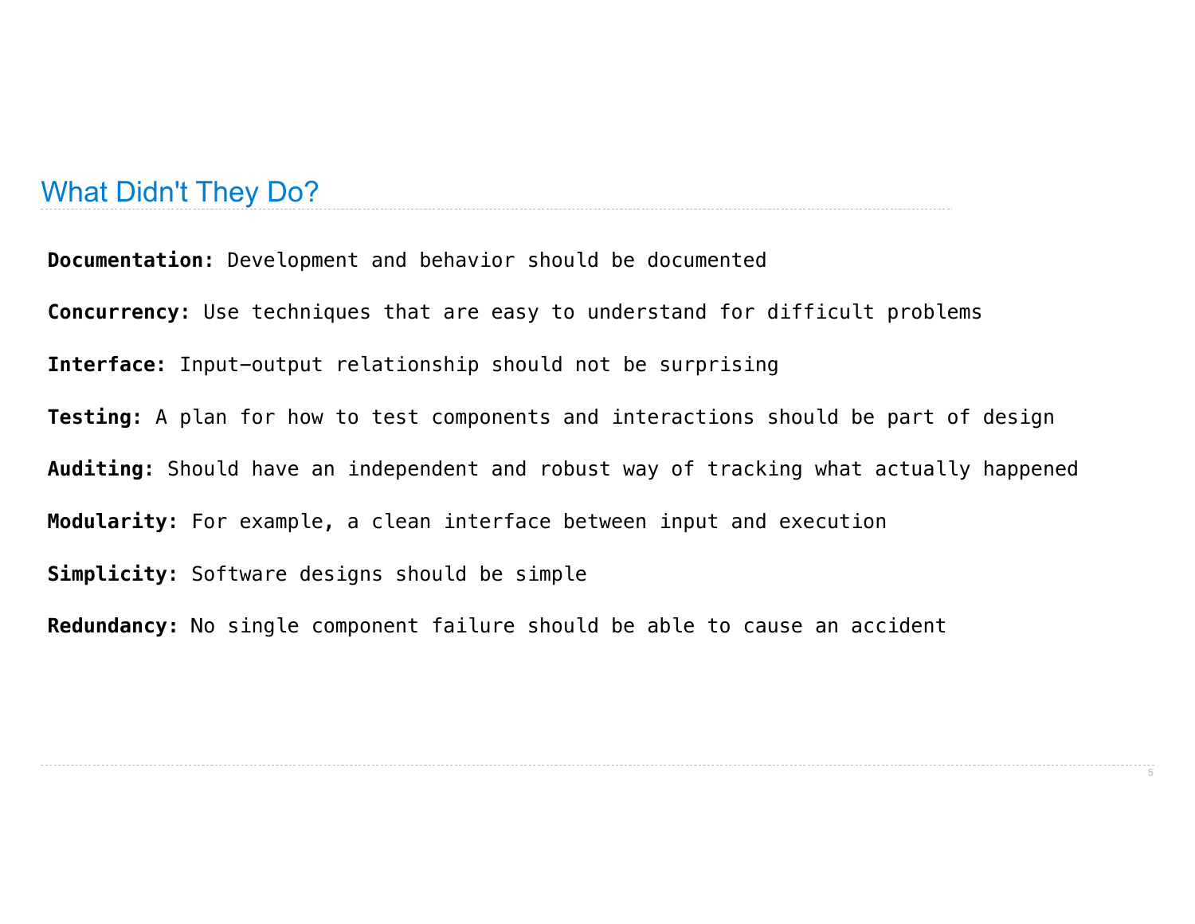## What Didn't They Do?

**Documentation:** Development and behavior should be documented

**Concurrency:** Use techniques that are easy to understand for difficult problems

**Interface:** Input–output relationship should not be surprising

**Testing:** A plan for how to test components and interactions should be part of design

**Auditing:** Should have an independent and robust way of tracking what actually happened

**Modularity:** For example, a clean interface between input and execution

**Simplicity:** Software designs should be simple

**Redundancy:** No single component failure should be able to cause an accident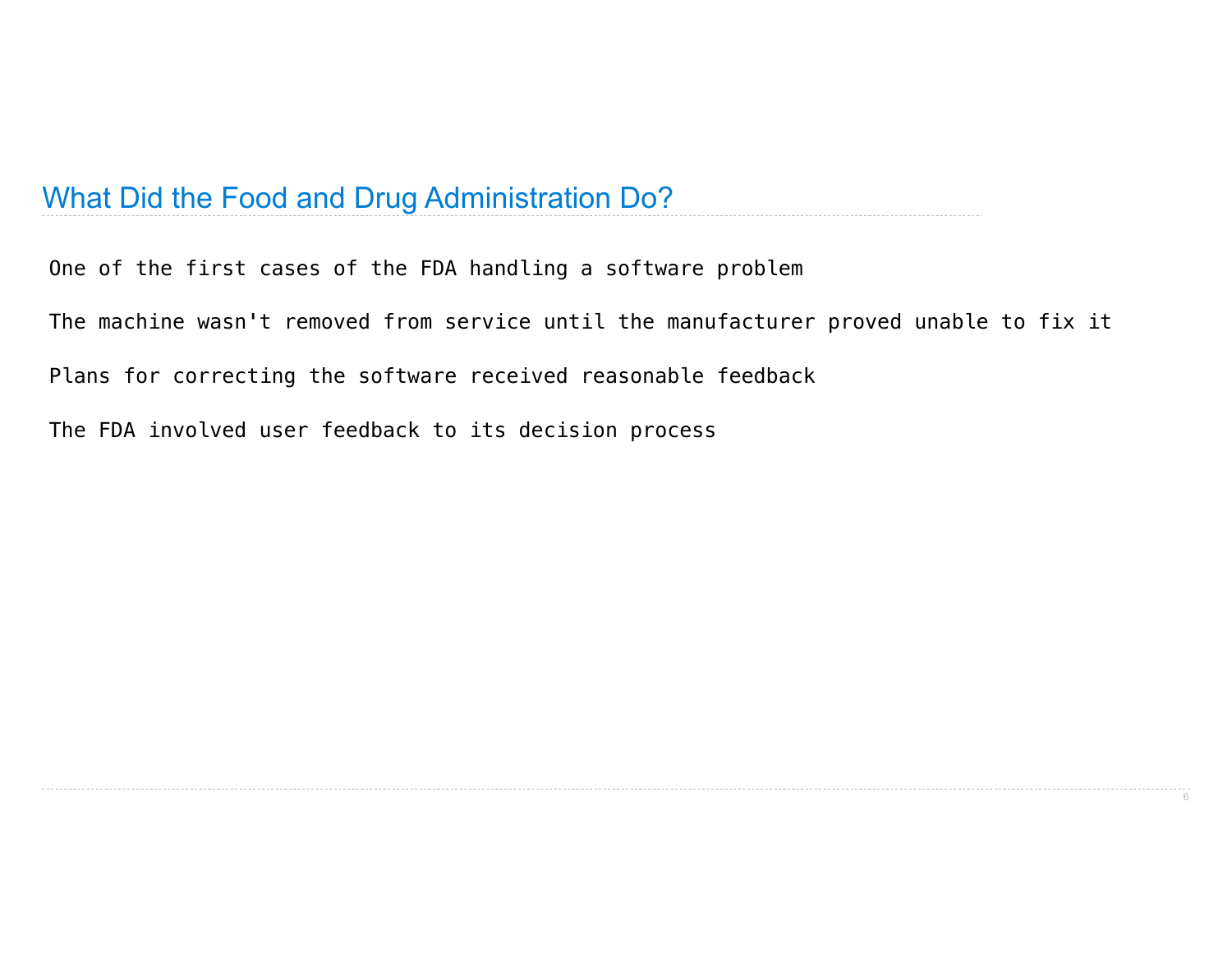## What Did the Food and Drug Administration Do?

One of the first cases of the FDA handling a software problem

The machine wasn't removed from service until the manufacturer proved unable to fix it

Plans for correcting the software received reasonable feedback

The FDA involved user feedback to its decision process